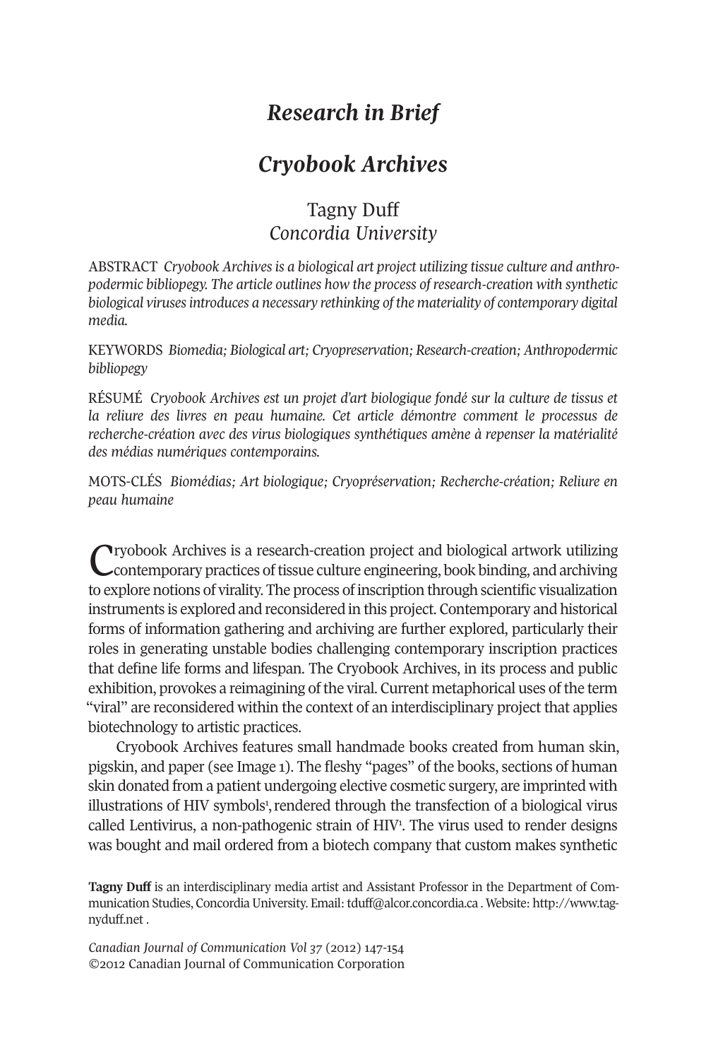# *Research in Brief*

# *Cryobook Archives*

Tagny Duff
*Concordia University*

ABSTRACT *Cryobook Archives is a biological art project utilizing tissue culture and anthropodermic bibliopegy. The article outlines how the process of research-creation with synthetic biological viruses introduces a necessary rethinking of the materiality of contemporary digital media.*

KEYWORDS *Biomedia; Biological art; Cryopreservation; Research-creation; Anthropodermic bibliopegy*

RÉSUMÉ *Cryobook Archives est un projet d'art biologique fondé sur la culture de tissus et la reliure des livres en peau humaine. Cet article démontre comment le processus de recherche-création avec des virus biologiques synthétiques amène à repenser la matérialité des médias numériques contemporains.*

MOTS-CLÉS *Biomédias; Art biologique; Cryopréservation; Recherche-création; Reliure en peau humaine*

Cryobook Archives is a research-creation project and biological artwork utilizing contemporary practices of tissue culture engineering, book binding, and archiving to explore notions of virality. The process of inscription through scientific visualization instruments is explored and reconsidered in this project. Contemporary and historical forms of information gathering and archiving are further explored, particularly their roles in generating unstable bodies challenging contemporary inscription practices that define life forms and lifespan. The Cryobook Archives, in its process and public exhibition, provokes a reimagining of the viral. Current metaphorical uses of the term "viral" are reconsidered within the context of an interdisciplinary project that applies biotechnology to artistic practices.

Cryobook Archives features small handmade books created from human skin, pigskin, and paper (see Image 1). The fleshy "pages" of the books, sections of human skin donated from a patient undergoing elective cosmetic surgery, are imprinted with illustrations of HIV symbols[1], rendered through the transfection of a biological virus called Lentivirus, a non-pathogenic strain of HIV[1]. The virus used to render designs was bought and mail ordered from a biotech company that custom makes synthetic

**Tagny Duff** is an interdisciplinary media artist and Assistant Professor in the Department of Communication Studies, Concordia University. Email: tduff@alcor.concordia.ca . Website: http://www.tagnyduff.net .

*Canadian Journal of Communication Vol 37* (2012) 147-154
©2012 Canadian Journal of Communication Corporation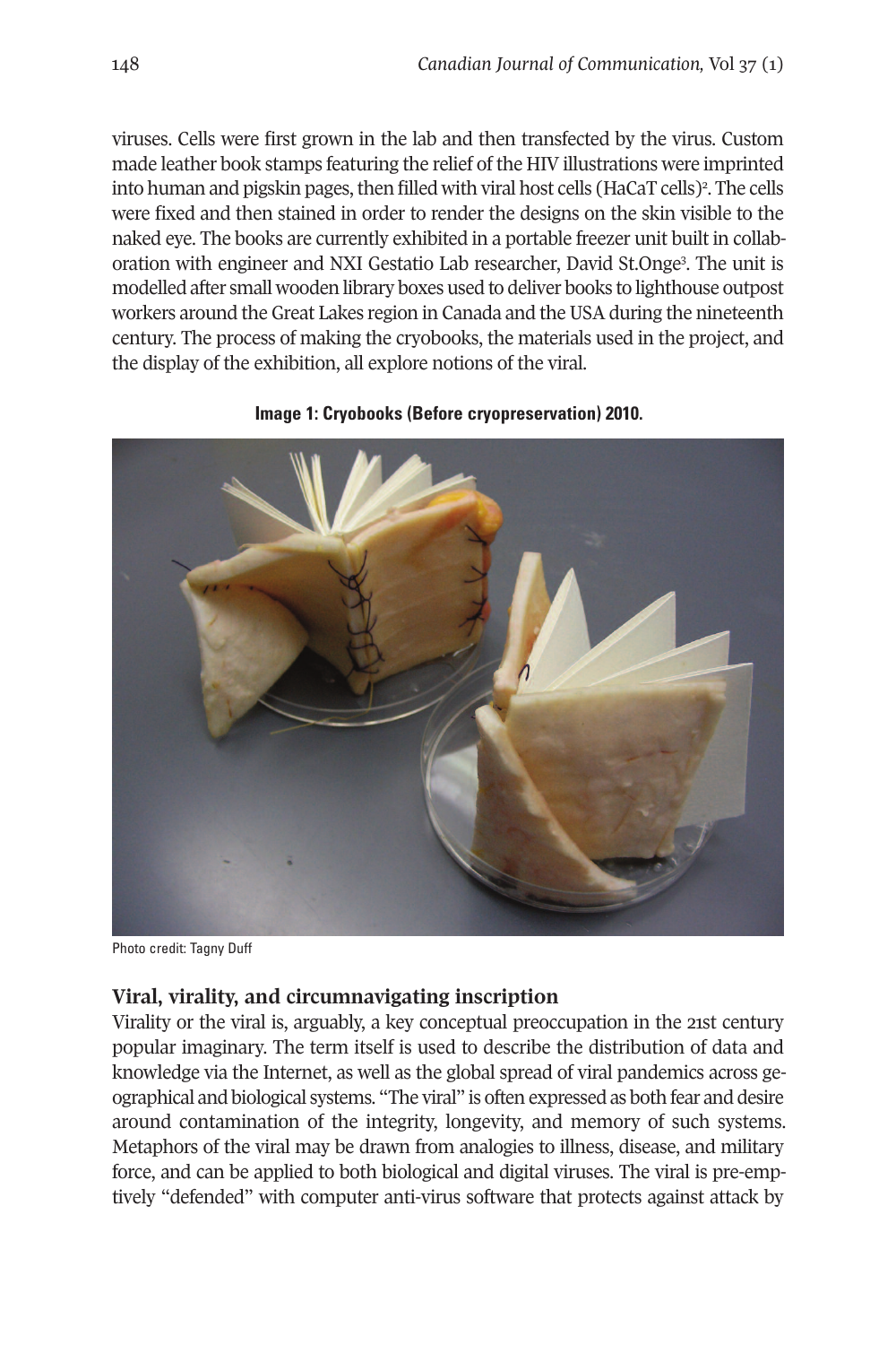viruses. Cells were first grown in the lab and then transfected by the virus. Custom made leather book stamps featuring the relief of the HIV illustrations were imprinted into human and pigskin pages, then filled with viral host cells (HaCaT cells)[2]. The cells were fixed and then stained in order to render the designs on the skin visible to the naked eye. The books are currently exhibited in a portable freezer unit built in collaboration with engineer and NXI Gestatio Lab researcher, David St.Onge[3]. The unit is modelled after small wooden library boxes used to deliver books to lighthouse outpost workers around the Great Lakes region in Canada and the USA during the nineteenth century. The process of making the cryobooks, the materials used in the project, and the display of the exhibition, all explore notions of the viral.

**Image 1: Cryobooks (Before cryopreservation) 2010.**

Photo credit: Tagny Duff

## Viral, virality, and circumnavigating inscription

Virality or the viral is, arguably, a key conceptual preoccupation in the 21st century popular imaginary. The term itself is used to describe the distribution of data and knowledge via the Internet, as well as the global spread of viral pandemics across geographical and biological systems. "The viral" is often expressed as both fear and desire around contamination of the integrity, longevity, and memory of such systems. Metaphors of the viral may be drawn from analogies to illness, disease, and military force, and can be applied to both biological and digital viruses. The viral is pre-emptively "defended" with computer anti-virus software that protects against attack by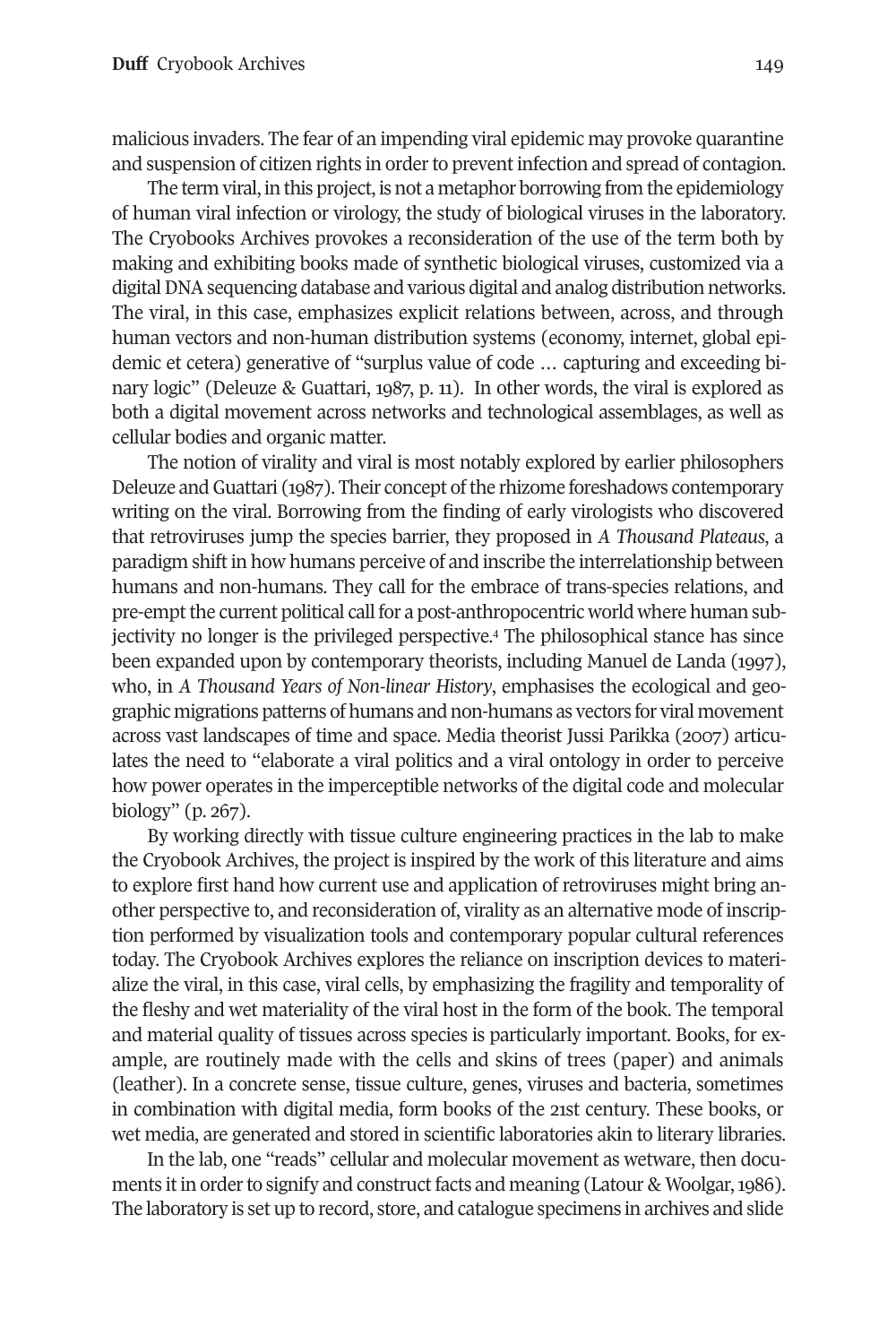malicious invaders. The fear of an impending viral epidemic may provoke quarantine and suspension of citizen rights in order to prevent infection and spread of contagion.

The term viral, in this project, is not a metaphor borrowing from the epidemiology of human viral infection or virology, the study of biological viruses in the laboratory. The Cryobooks Archives provokes a reconsideration of the use of the term both by making and exhibiting books made of synthetic biological viruses, customized via a digital DNA sequencing database and various digital and analog distribution networks. The viral, in this case, emphasizes explicit relations between, across, and through human vectors and non-human distribution systems (economy, internet, global epidemic et cetera) generative of "surplus value of code … capturing and exceeding binary logic" (Deleuze & Guattari, 1987, p. 11). In other words, the viral is explored as both a digital movement across networks and technological assemblages, as well as cellular bodies and organic matter.

The notion of virality and viral is most notably explored by earlier philosophers Deleuze and Guattari (1987). Their concept of the rhizome foreshadows contemporary writing on the viral. Borrowing from the finding of early virologists who discovered that retroviruses jump the species barrier, they proposed in *A Thousand Plateaus*, a paradigm shift in how humans perceive of and inscribe the interrelationship between humans and non-humans. They call for the embrace of trans-species relations, and pre-empt the current political call for a post-anthropocentric world where human subjectivity no longer is the privileged perspective.[4] The philosophical stance has since been expanded upon by contemporary theorists, including Manuel de Landa (1997), who, in *A Thousand Years of Non-linear History*, emphasises the ecological and geographic migrations patterns of humans and non-humans as vectors for viral movement across vast landscapes of time and space. Media theorist Jussi Parikka (2007) articulates the need to "elaborate a viral politics and a viral ontology in order to perceive how power operates in the imperceptible networks of the digital code and molecular biology" (p. 267).

By working directly with tissue culture engineering practices in the lab to make the Cryobook Archives, the project is inspired by the work of this literature and aims to explore first hand how current use and application of retroviruses might bring another perspective to, and reconsideration of, virality as an alternative mode of inscription performed by visualization tools and contemporary popular cultural references today. The Cryobook Archives explores the reliance on inscription devices to materialize the viral, in this case, viral cells, by emphasizing the fragility and temporality of the fleshy and wet materiality of the viral host in the form of the book. The temporal and material quality of tissues across species is particularly important. Books, for example, are routinely made with the cells and skins of trees (paper) and animals (leather). In a concrete sense, tissue culture, genes, viruses and bacteria, sometimes in combination with digital media, form books of the 21st century. These books, or wet media, are generated and stored in scientific laboratories akin to literary libraries.

In the lab, one "reads" cellular and molecular movement as wetware, then documents it in order to signify and construct facts and meaning (Latour & Woolgar, 1986). The laboratory is set up to record, store, and catalogue specimens in archives and slide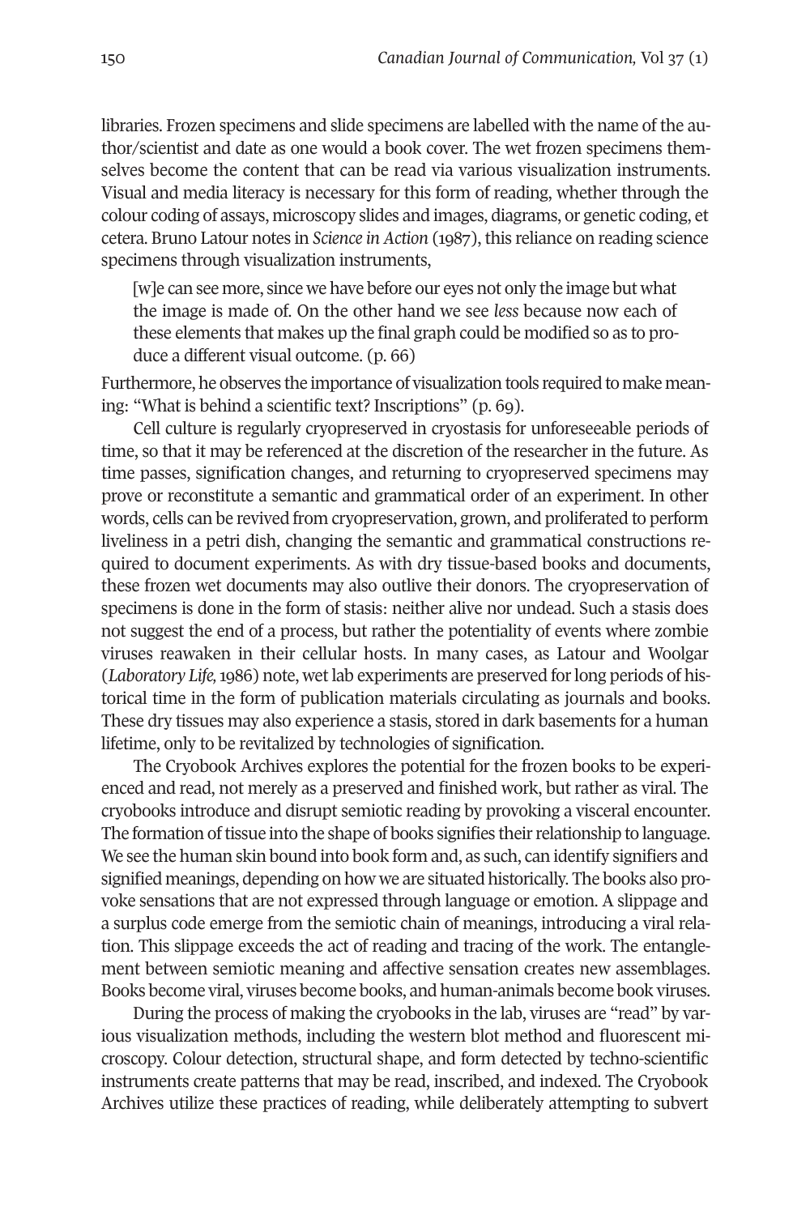libraries. Frozen specimens and slide specimens are labelled with the name of the author/scientist and date as one would a book cover. The wet frozen specimens themselves become the content that can be read via various visualization instruments. Visual and media literacy is necessary for this form of reading, whether through the colour coding of assays, microscopy slides and images, diagrams, or genetic coding, et cetera. Bruno Latour notes in *Science in Action* (1987), this reliance on reading science specimens through visualization instruments,

> [w]e can see more, since we have before our eyes not only the image but what the image is made of. On the other hand we see *less* because now each of these elements that makes up the final graph could be modified so as to produce a different visual outcome. (p. 66)

Furthermore, he observes the importance of visualization tools required to make meaning: "What is behind a scientific text? Inscriptions" (p. 69).

Cell culture is regularly cryopreserved in cryostasis for unforeseeable periods of time, so that it may be referenced at the discretion of the researcher in the future. As time passes, signification changes, and returning to cryopreserved specimens may prove or reconstitute a semantic and grammatical order of an experiment. In other words, cells can be revived from cryopreservation, grown, and proliferated to perform liveliness in a petri dish, changing the semantic and grammatical constructions required to document experiments. As with dry tissue-based books and documents, these frozen wet documents may also outlive their donors. The cryopreservation of specimens is done in the form of stasis: neither alive nor undead. Such a stasis does not suggest the end of a process, but rather the potentiality of events where zombie viruses reawaken in their cellular hosts. In many cases, as Latour and Woolgar (*Laboratory Life,* 1986) note, wet lab experiments are preserved for long periods of historical time in the form of publication materials circulating as journals and books. These dry tissues may also experience a stasis, stored in dark basements for a human lifetime, only to be revitalized by technologies of signification.

The Cryobook Archives explores the potential for the frozen books to be experienced and read, not merely as a preserved and finished work, but rather as viral. The cryobooks introduce and disrupt semiotic reading by provoking a visceral encounter. The formation of tissue into the shape of books signifies their relationship to language. We see the human skin bound into book form and, as such, can identify signifiers and signified meanings, depending on how we are situated historically. The books also provoke sensations that are not expressed through language or emotion. A slippage and a surplus code emerge from the semiotic chain of meanings, introducing a viral relation. This slippage exceeds the act of reading and tracing of the work. The entanglement between semiotic meaning and affective sensation creates new assemblages. Books become viral, viruses become books, and human-animals become book viruses.

During the process of making the cryobooks in the lab, viruses are "read" by various visualization methods, including the western blot method and fluorescent microscopy. Colour detection, structural shape, and form detected by techno-scientific instruments create patterns that may be read, inscribed, and indexed. The Cryobook Archives utilize these practices of reading, while deliberately attempting to subvert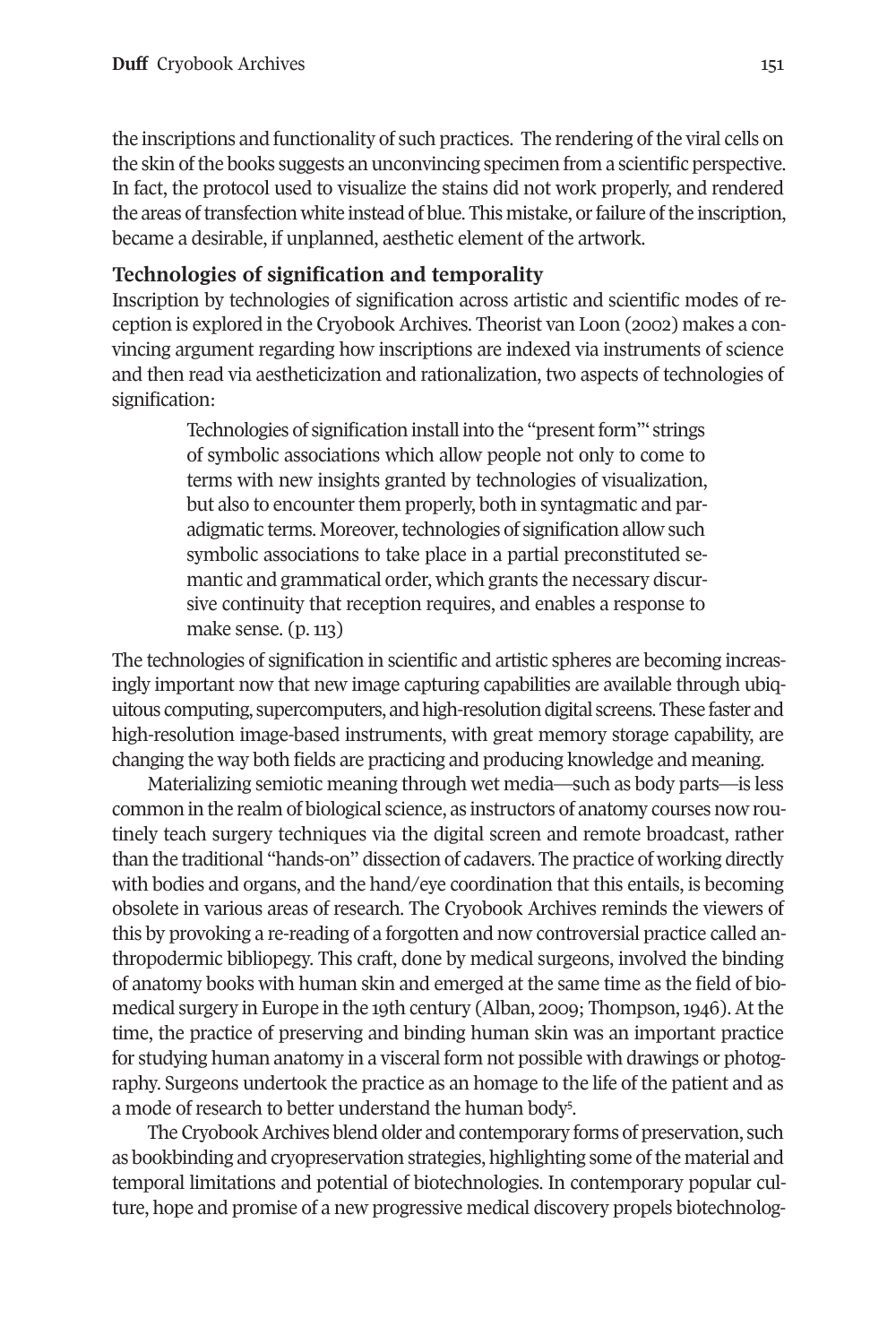the inscriptions and functionality of such practices. The rendering of the viral cells on the skin of the books suggests an unconvincing specimen from a scientific perspective. In fact, the protocol used to visualize the stains did not work properly, and rendered the areas of transfection white instead of blue. This mistake, or failure of the inscription, became a desirable, if unplanned, aesthetic element of the artwork.

### Technologies of signification and temporality

Inscription by technologies of signification across artistic and scientific modes of reception is explored in the Cryobook Archives. Theorist van Loon (2002) makes a convincing argument regarding how inscriptions are indexed via instruments of science and then read via aestheticization and rationalization, two aspects of technologies of signification:

> Technologies of signification install into the "present form"' strings of symbolic associations which allow people not only to come to terms with new insights granted by technologies of visualization, but also to encounter them properly, both in syntagmatic and paradigmatic terms. Moreover, technologies of signification allow such symbolic associations to take place in a partial preconstituted semantic and grammatical order, which grants the necessary discursive continuity that reception requires, and enables a response to make sense. (p. 113)

The technologies of signification in scientific and artistic spheres are becoming increasingly important now that new image capturing capabilities are available through ubiquitous computing, supercomputers, and high-resolution digital screens. These faster and high-resolution image-based instruments, with great memory storage capability, are changing the way both fields are practicing and producing knowledge and meaning.

Materializing semiotic meaning through wet media—such as body parts—is less common in the realm of biological science, as instructors of anatomy courses now routinely teach surgery techniques via the digital screen and remote broadcast, rather than the traditional "hands-on" dissection of cadavers. The practice of working directly with bodies and organs, and the hand/eye coordination that this entails, is becoming obsolete in various areas of research. The Cryobook Archives reminds the viewers of this by provoking a re-reading of a forgotten and now controversial practice called anthropodermic bibliopegy. This craft, done by medical surgeons, involved the binding of anatomy books with human skin and emerged at the same time as the field of biomedical surgery in Europe in the 19th century (Alban, 2009; Thompson, 1946). At the time, the practice of preserving and binding human skin was an important practice for studying human anatomy in a visceral form not possible with drawings or photography. Surgeons undertook the practice as an homage to the life of the patient and as a mode of research to better understand the human body[5].

The Cryobook Archives blend older and contemporary forms of preservation, such as bookbinding and cryopreservation strategies, highlighting some of the material and temporal limitations and potential of biotechnologies. In contemporary popular culture, hope and promise of a new progressive medical discovery propels biotechnolog-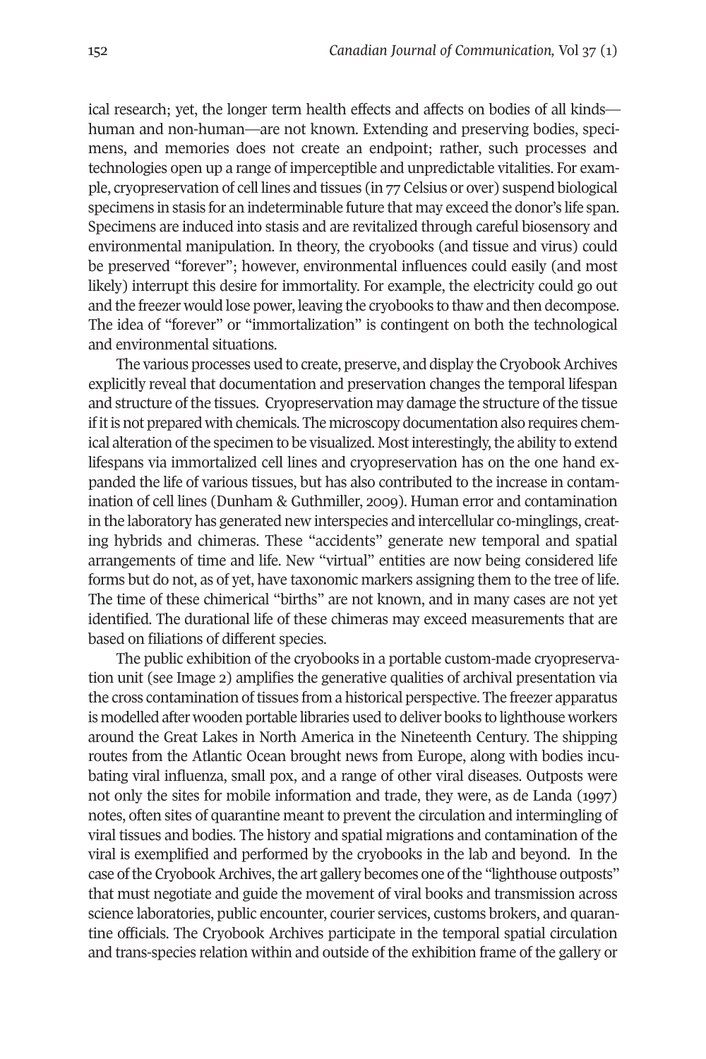ical research; yet, the longer term health effects and affects on bodies of all kinds—human and non-human—are not known. Extending and preserving bodies, specimens, and memories does not create an endpoint; rather, such processes and technologies open up a range of imperceptible and unpredictable vitalities. For example, cryopreservation of cell lines and tissues (in 77 Celsius or over) suspend biological specimens in stasis for an indeterminable future that may exceed the donor's life span. Specimens are induced into stasis and are revitalized through careful biosensory and environmental manipulation. In theory, the cryobooks (and tissue and virus) could be preserved "forever"; however, environmental influences could easily (and most likely) interrupt this desire for immortality. For example, the electricity could go out and the freezer would lose power, leaving the cryobooks to thaw and then decompose. The idea of "forever" or "immortalization" is contingent on both the technological and environmental situations.

The various processes used to create, preserve, and display the Cryobook Archives explicitly reveal that documentation and preservation changes the temporal lifespan and structure of the tissues. Cryopreservation may damage the structure of the tissue if it is not prepared with chemicals. The microscopy documentation also requires chemical alteration of the specimen to be visualized. Most interestingly, the ability to extend lifespans via immortalized cell lines and cryopreservation has on the one hand expanded the life of various tissues, but has also contributed to the increase in contamination of cell lines (Dunham & Guthmiller, 2009). Human error and contamination in the laboratory has generated new interspecies and intercellular co-minglings, creating hybrids and chimeras. These "accidents" generate new temporal and spatial arrangements of time and life. New "virtual" entities are now being considered life forms but do not, as of yet, have taxonomic markers assigning them to the tree of life. The time of these chimerical "births" are not known, and in many cases are not yet identified. The durational life of these chimeras may exceed measurements that are based on filiations of different species.

The public exhibition of the cryobooks in a portable custom-made cryopreservation unit (see Image 2) amplifies the generative qualities of archival presentation via the cross contamination of tissues from a historical perspective. The freezer apparatus is modelled after wooden portable libraries used to deliver books to lighthouse workers around the Great Lakes in North America in the Nineteenth Century. The shipping routes from the Atlantic Ocean brought news from Europe, along with bodies incubating viral influenza, small pox, and a range of other viral diseases. Outposts were not only the sites for mobile information and trade, they were, as de Landa (1997) notes, often sites of quarantine meant to prevent the circulation and intermingling of viral tissues and bodies. The history and spatial migrations and contamination of the viral is exemplified and performed by the cryobooks in the lab and beyond. In the case of the Cryobook Archives, the art gallery becomes one of the "lighthouse outposts" that must negotiate and guide the movement of viral books and transmission across science laboratories, public encounter, courier services, customs brokers, and quarantine officials. The Cryobook Archives participate in the temporal spatial circulation and trans-species relation within and outside of the exhibition frame of the gallery or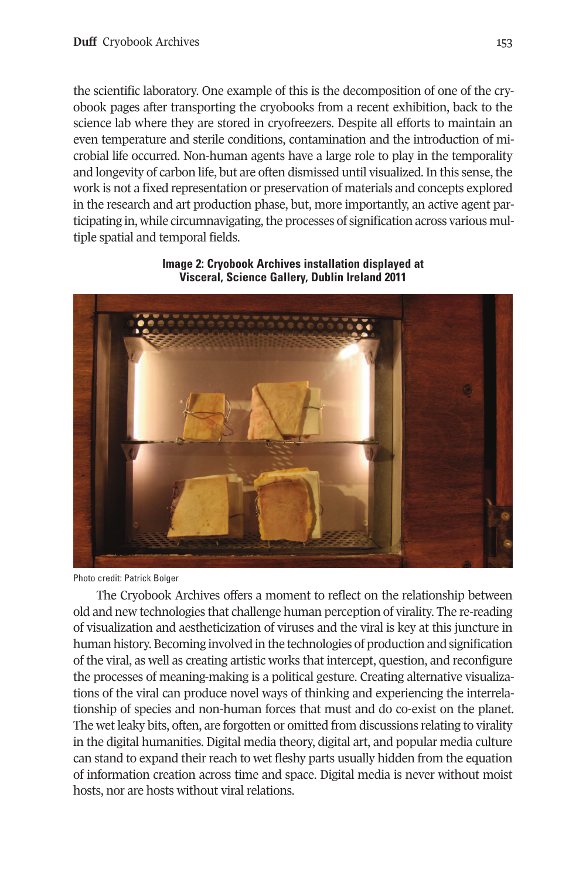the scientific laboratory. One example of this is the decomposition of one of the cryobook pages after transporting the cryobooks from a recent exhibition, back to the science lab where they are stored in cryofreezers. Despite all efforts to maintain an even temperature and sterile conditions, contamination and the introduction of microbial life occurred. Non-human agents have a large role to play in the temporality and longevity of carbon life, but are often dismissed until visualized. In this sense, the work is not a fixed representation or preservation of materials and concepts explored in the research and art production phase, but, more importantly, an active agent participating in, while circumnavigating, the processes of signification across various multiple spatial and temporal fields.

**Image 2: Cryobook Archives installation displayed at Visceral, Science Gallery, Dublin Ireland 2011**

Photo credit: Patrick Bolger

The Cryobook Archives offers a moment to reflect on the relationship between old and new technologies that challenge human perception of virality. The re-reading of visualization and aestheticization of viruses and the viral is key at this juncture in human history. Becoming involved in the technologies of production and signification of the viral, as well as creating artistic works that intercept, question, and reconfigure the processes of meaning-making is a political gesture. Creating alternative visualizations of the viral can produce novel ways of thinking and experiencing the interrelationship of species and non-human forces that must and do co-exist on the planet. The wet leaky bits, often, are forgotten or omitted from discussions relating to virality in the digital humanities. Digital media theory, digital art, and popular media culture can stand to expand their reach to wet fleshy parts usually hidden from the equation of information creation across time and space. Digital media is never without moist hosts, nor are hosts without viral relations.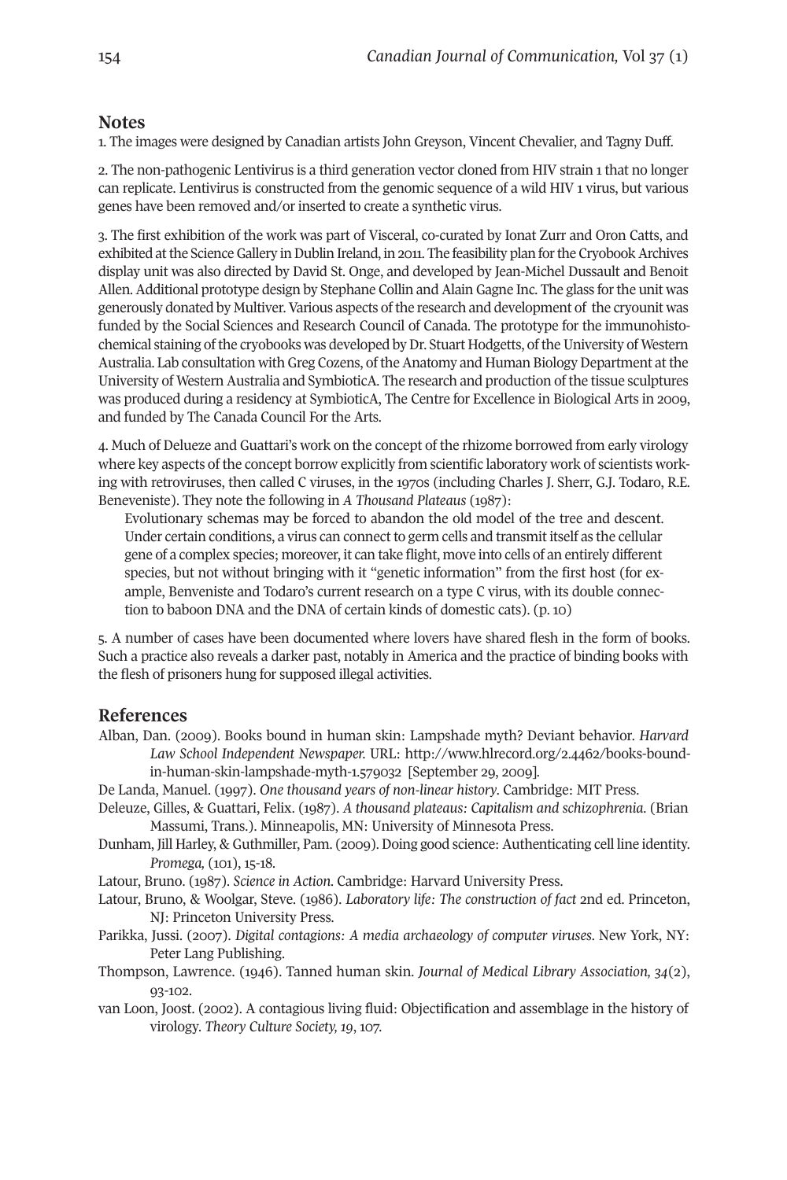## Notes

1. The images were designed by Canadian artists John Greyson, Vincent Chevalier, and Tagny Duff.

2. The non-pathogenic Lentivirus is a third generation vector cloned from HIV strain 1 that no longer can replicate. Lentivirus is constructed from the genomic sequence of a wild HIV 1 virus, but various genes have been removed and/or inserted to create a synthetic virus.

3. The first exhibition of the work was part of Visceral, co-curated by Ionat Zurr and Oron Catts, and exhibited at the Science Gallery in Dublin Ireland, in 2011. The feasibility plan for the Cryobook Archives display unit was also directed by David St. Onge, and developed by Jean-Michel Dussault and Benoit Allen. Additional prototype design by Stephane Collin and Alain Gagne Inc. The glass for the unit was generously donated by Multiver. Various aspects of the research and development of the cryounit was funded by the Social Sciences and Research Council of Canada. The prototype for the immunohistochemical staining of the cryobooks was developed by Dr. Stuart Hodgetts, of the University of Western Australia. Lab consultation with Greg Cozens, of the Anatomy and Human Biology Department at the University of Western Australia and SymbioticA. The research and production of the tissue sculptures was produced during a residency at SymbioticA, The Centre for Excellence in Biological Arts in 2009, and funded by The Canada Council For the Arts.

4. Much of Delueze and Guattari's work on the concept of the rhizome borrowed from early virology where key aspects of the concept borrow explicitly from scientific laboratory work of scientists working with retroviruses, then called C viruses, in the 1970s (including Charles J. Sherr, G.J. Todaro, R.E. Beneveniste). They note the following in *A Thousand Plateaus* (1987):

> Evolutionary schemas may be forced to abandon the old model of the tree and descent. Under certain conditions, a virus can connect to germ cells and transmit itself as the cellular gene of a complex species; moreover, it can take flight, move into cells of an entirely different species, but not without bringing with it "genetic information" from the first host (for example, Benveniste and Todaro's current research on a type C virus, with its double connection to baboon DNA and the DNA of certain kinds of domestic cats). (p. 10)

5. A number of cases have been documented where lovers have shared flesh in the form of books. Such a practice also reveals a darker past, notably in America and the practice of binding books with the flesh of prisoners hung for supposed illegal activities.

## References

Alban, Dan. (2009). Books bound in human skin: Lampshade myth? Deviant behavior. *Harvard Law School Independent Newspaper.* URL: http://www.hlrecord.org/2.4462/books-bound-in-human-skin-lampshade-myth-1.579032 [September 29, 2009].

De Landa, Manuel. (1997). *One thousand years of non-linear history.* Cambridge: MIT Press.

Deleuze, Gilles, & Guattari, Felix. (1987). *A thousand plateaus: Capitalism and schizophrenia.* (Brian Massumi, Trans.). Minneapolis, MN: University of Minnesota Press.

Dunham, Jill Harley, & Guthmiller, Pam. (2009). Doing good science: Authenticating cell line identity. *Promega,* (101), 15-18.

Latour, Bruno. (1987). *Science in Action.* Cambridge: Harvard University Press.

Latour, Bruno, & Woolgar, Steve. (1986). *Laboratory life: The construction of fact* 2nd ed. Princeton, NJ: Princeton University Press.

Parikka, Jussi. (2007). *Digital contagions: A media archaeology of computer viruses.* New York, NY: Peter Lang Publishing.

Thompson, Lawrence. (1946). Tanned human skin. *Journal of Medical Library Association, 34*(2), 93-102.

van Loon, Joost. (2002). A contagious living fluid: Objectification and assemblage in the history of virology. *Theory Culture Society, 19*, 107.